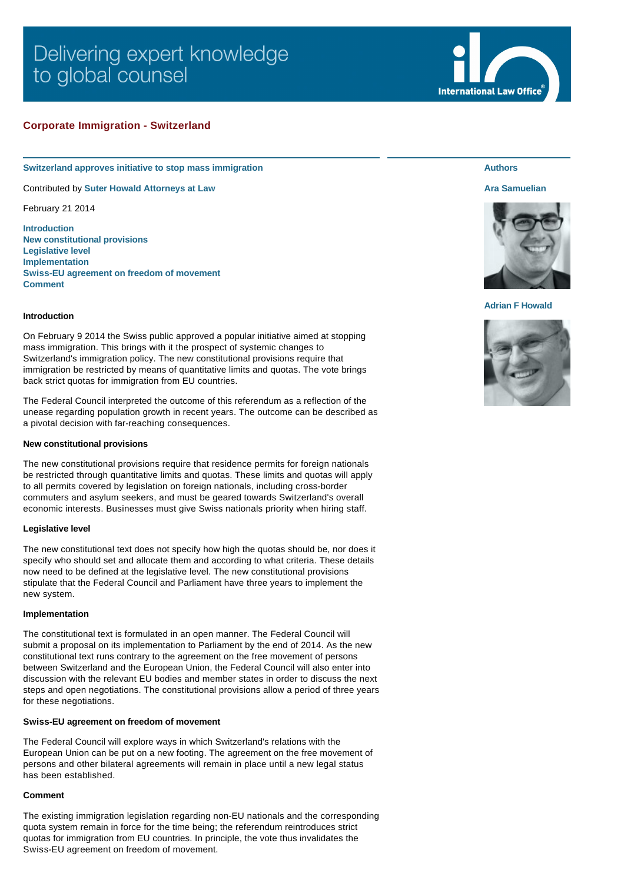Delivering expert knowledge to global counsel

## Corporate Immigration - Switzerland

### Switzerland approves initiative to stop mass immigration

Contributed by **Suter Howald Attorneys at Law**

February 21 2014

**Introduction**
**New constitutional provisions**
**Legislative level**
**Implementation**
**Swiss-EU agreement on freedom of movement**
**Comment**

**Authors**

**Ara Samuelian**

**Adrian F Howald**

#### Introduction

On February 9 2014 the Swiss public approved a popular initiative aimed at stopping mass immigration. This brings with it the prospect of systemic changes to Switzerland's immigration policy. The new constitutional provisions require that immigration be restricted by means of quantitative limits and quotas. The vote brings back strict quotas for immigration from EU countries.

The Federal Council interpreted the outcome of this referendum as a reflection of the unease regarding population growth in recent years. The outcome can be described as a pivotal decision with far-reaching consequences.

#### New constitutional provisions

The new constitutional provisions require that residence permits for foreign nationals be restricted through quantitative limits and quotas. These limits and quotas will apply to all permits covered by legislation on foreign nationals, including cross-border commuters and asylum seekers, and must be geared towards Switzerland's overall economic interests. Businesses must give Swiss nationals priority when hiring staff.

#### Legislative level

The new constitutional text does not specify how high the quotas should be, nor does it specify who should set and allocate them and according to what criteria. These details now need to be defined at the legislative level. The new constitutional provisions stipulate that the Federal Council and Parliament have three years to implement the new system.

#### Implementation

The constitutional text is formulated in an open manner. The Federal Council will submit a proposal on its implementation to Parliament by the end of 2014. As the new constitutional text runs contrary to the agreement on the free movement of persons between Switzerland and the European Union, the Federal Council will also enter into discussion with the relevant EU bodies and member states in order to discuss the next steps and open negotiations. The constitutional provisions allow a period of three years for these negotiations.

#### Swiss-EU agreement on freedom of movement

The Federal Council will explore ways in which Switzerland's relations with the European Union can be put on a new footing. The agreement on the free movement of persons and other bilateral agreements will remain in place until a new legal status has been established.

#### Comment

The existing immigration legislation regarding non-EU nationals and the corresponding quota system remain in force for the time being; the referendum reintroduces strict quotas for immigration from EU countries. In principle, the vote thus invalidates the Swiss-EU agreement on freedom of movement.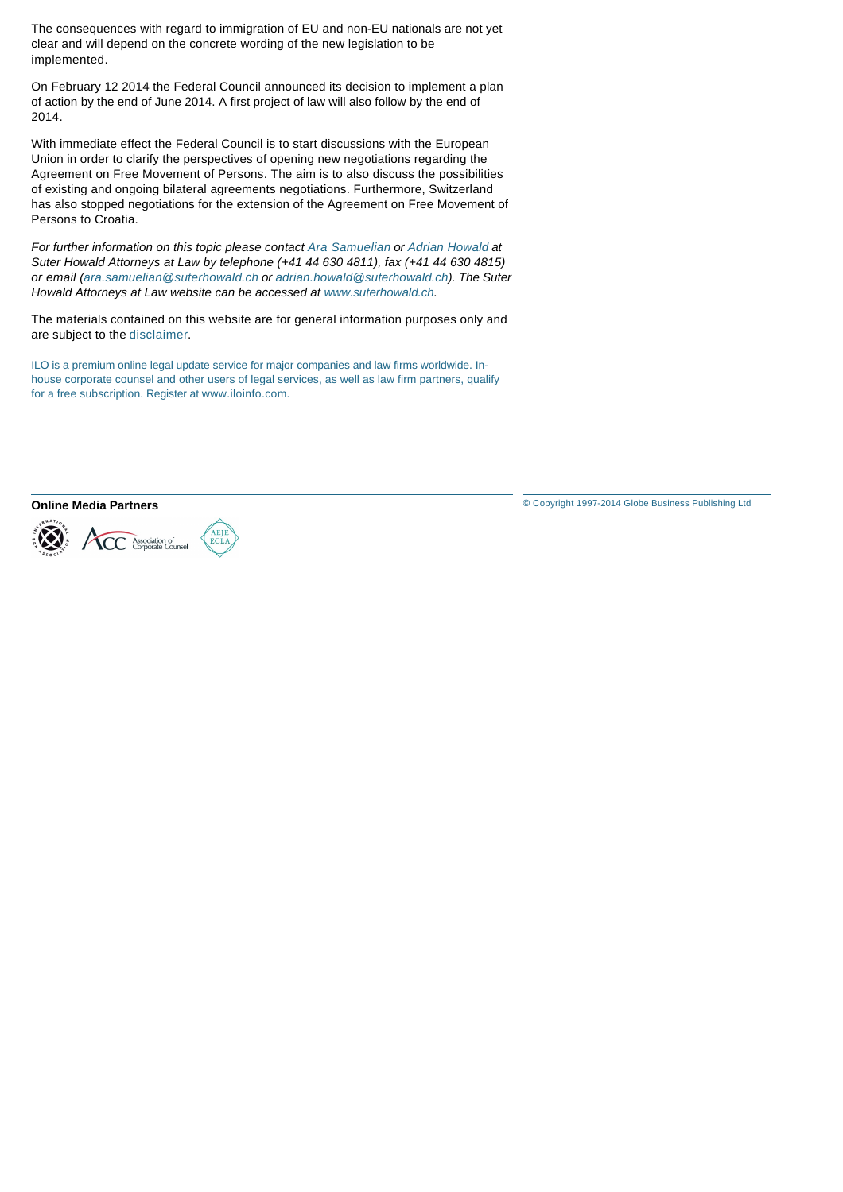The consequences with regard to immigration of EU and non-EU nationals are not yet clear and will depend on the concrete wording of the new legislation to be implemented.

On February 12 2014 the Federal Council announced its decision to implement a plan of action by the end of June 2014. A first project of law will also follow by the end of 2014.

With immediate effect the Federal Council is to start discussions with the European Union in order to clarify the perspectives of opening new negotiations regarding the Agreement on Free Movement of Persons. The aim is to also discuss the possibilities of existing and ongoing bilateral agreements negotiations. Furthermore, Switzerland has also stopped negotiations for the extension of the Agreement on Free Movement of Persons to Croatia.

*For further information on this topic please contact Ara Samuelian or Adrian Howald at Suter Howald Attorneys at Law by telephone (+41 44 630 4811), fax (+41 44 630 4815) or email (ara.samuelian@suterhowald.ch or adrian.howald@suterhowald.ch). The Suter Howald Attorneys at Law website can be accessed at www.suterhowald.ch.*

The materials contained on this website are for general information purposes only and are subject to the disclaimer.

ILO is a premium online legal update service for major companies and law firms worldwide. In-house corporate counsel and other users of legal services, as well as law firm partners, qualify for a free subscription. Register at www.iloinfo.com.

**Online Media Partners**

© Copyright 1997-2014 Globe Business Publishing Ltd